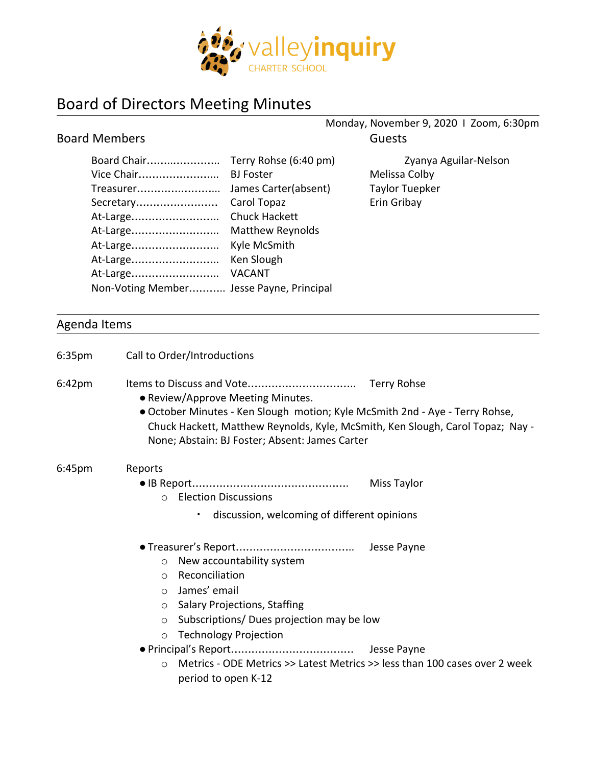valleyinquiry CHARTER SCHOOL

# Board of Directors Meeting Minutes

Monday, November 9, 2020 I Zoom, 6:30pm

## Board Members

| Role | Name |
|---|---|
| Board Chair | Terry Rohse (6:40 pm) |
| Vice Chair | BJ Foster |
| Treasurer | James Carter(absent) |
| Secretary | Carol Topaz |
| At-Large | Chuck Hackett |
| At-Large | Matthew Reynolds |
| At-Large | Kyle McSmith |
| At-Large | Ken Slough |
| At-Large | VACANT |
| Non-Voting Member | Jesse Payne, Principal |

## Guests

Zyanya Aguilar-Nelson
Melissa Colby
Taylor Tuepker
Erin Gribay

## Agenda Items

**6:35pm** Call to Order/Introductions

**6:42pm** Items to Discuss and Vote................................ Terry Rohse

- Review/Approve Meeting Minutes.
- October Minutes - Ken Slough motion; Kyle McSmith 2nd - Aye - Terry Rohse, Chuck Hackett, Matthew Reynolds, Kyle, McSmith, Ken Slough, Carol Topaz; Nay - None; Abstain: BJ Foster; Absent: James Carter

**6:45pm** Reports

- IB Report............................................. Miss Taylor
  - Election Discussions
    - discussion, welcoming of different opinions
- Treasurer's Report.................................. Jesse Payne
  - New accountability system
  - Reconciliation
  - James' email
  - Salary Projections, Staffing
  - Subscriptions/ Dues projection may be low
  - Technology Projection
- Principal's Report.................................... Jesse Payne
  - Metrics - ODE Metrics >> Latest Metrics >> less than 100 cases over 2 week period to open K-12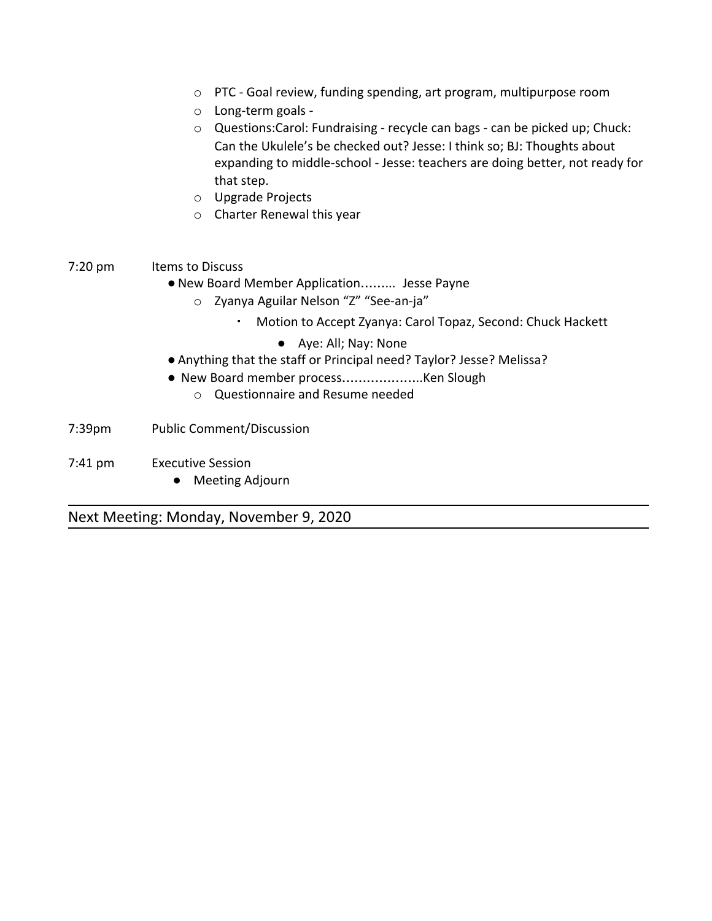- PTC - Goal review, funding spending, art program, multipurpose room
- Long-term goals -
- Questions:Carol: Fundraising - recycle can bags - can be picked up; Chuck: Can the Ukulele's be checked out? Jesse: I think so; BJ: Thoughts about expanding to middle-school - Jesse: teachers are doing better, not ready for that step.
- Upgrade Projects
- Charter Renewal this year

7:20 pm Items to Discuss

- New Board Member Application……... Jesse Payne
  - Zyanya Aguilar Nelson "Z" "See-an-ja"
    - Motion to Accept Zyanya: Carol Topaz, Second: Chuck Hackett
      - Aye: All; Nay: None
- Anything that the staff or Principal need? Taylor? Jesse? Melissa?
- New Board member process………………..Ken Slough
  - Questionnaire and Resume needed

7:39pm Public Comment/Discussion

7:41 pm Executive Session

- Meeting Adjourn

Next Meeting: Monday, November 9, 2020